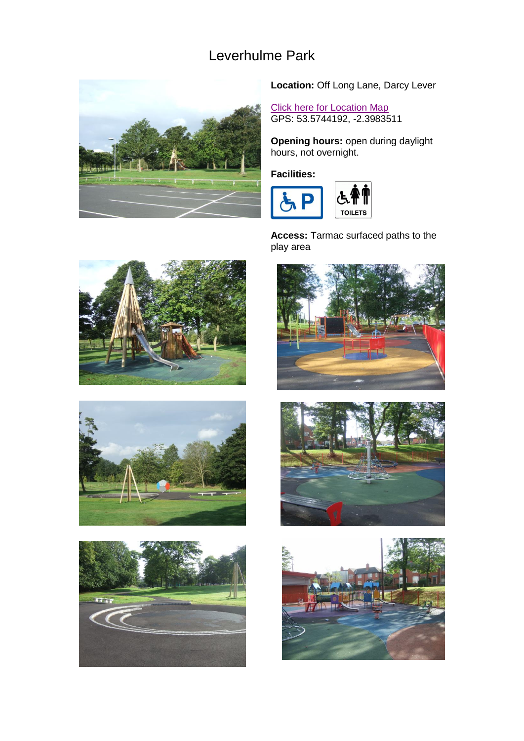# Leverhulme Park

**Location:** Off Long Lane, Darcy Lever

Click here for Location Map
GPS: 53.5744192, -2.3983511

**Opening hours:** open during daylight hours, not overnight.

**Facilities:**

TOILETS

**Access:** Tarmac surfaced paths to the play area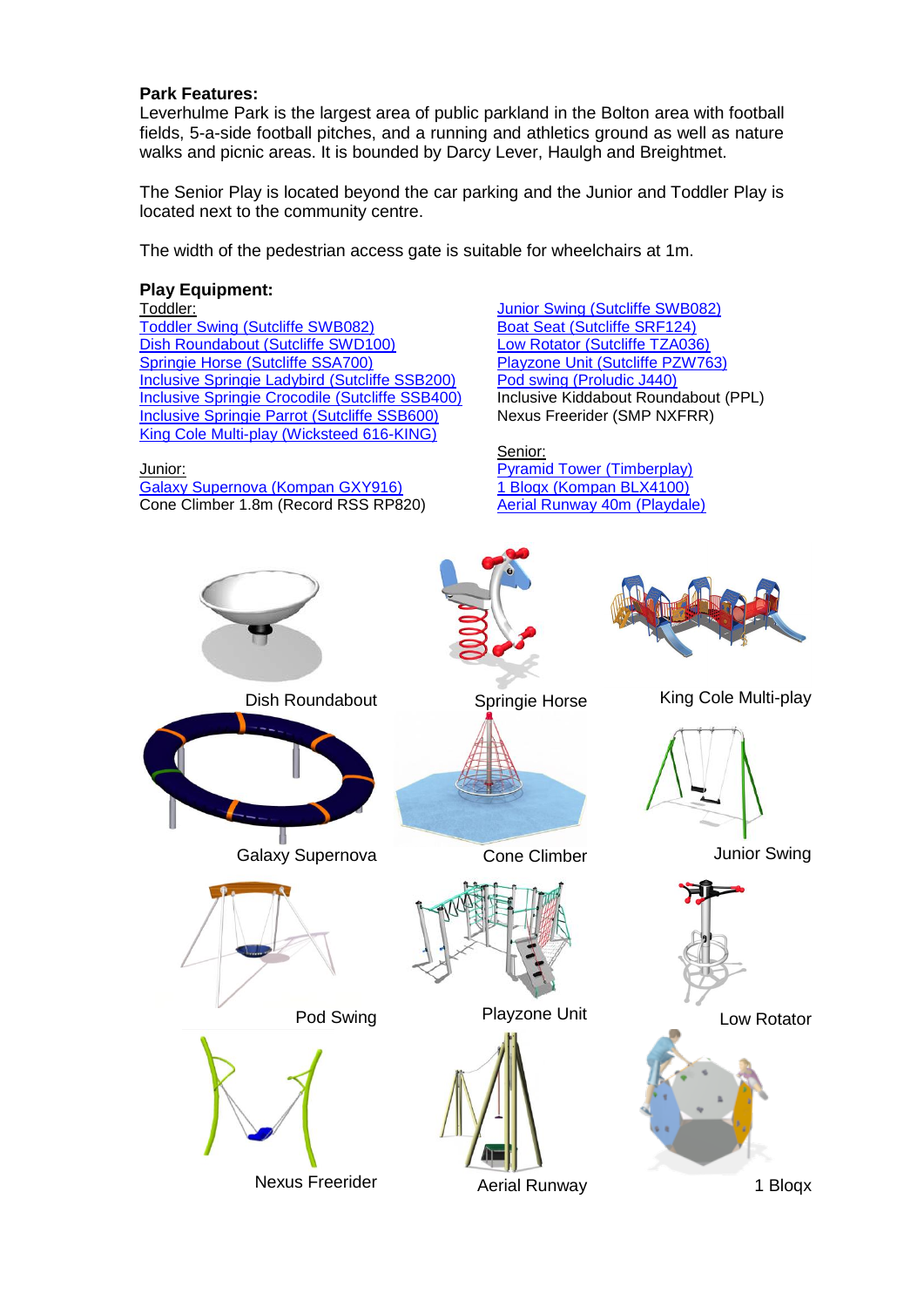**Park Features:**

Leverhulme Park is the largest area of public parkland in the Bolton area with football fields, 5-a-side football pitches, and a running and athletics ground as well as nature walks and picnic areas. It is bounded by Darcy Lever, Haulgh and Breightmet.

The Senior Play is located beyond the car parking and the Junior and Toddler Play is located next to the community centre.

The width of the pedestrian access gate is suitable for wheelchairs at 1m.

**Play Equipment:**

Toddler:
- Toddler Swing (Sutcliffe SWB082)
- Dish Roundabout (Sutcliffe SWD100)
- Springie Horse (Sutcliffe SSA700)
- Inclusive Springie Ladybird (Sutcliffe SSB200)
- Inclusive Springie Crocodile (Sutcliffe SSB400)
- Inclusive Springie Parrot (Sutcliffe SSB600)
- King Cole Multi-play (Wicksteed 616-KING)

Junior:
- Galaxy Supernova (Kompan GXY916)
- Cone Climber 1.8m (Record RSS RP820)
- Junior Swing (Sutcliffe SWB082)
- Boat Seat (Sutcliffe SRF124)
- Low Rotator (Sutcliffe TZA036)
- Playzone Unit (Sutcliffe PZW763)
- Pod swing (Proludic J440)
- Inclusive Kiddabout Roundabout (PPL)
- Nexus Freerider (SMP NXFRR)

Senior:
- Pyramid Tower (Timberplay)
- 1 Bloqx (Kompan BLX4100)
- Aerial Runway 40m (Playdale)

Dish Roundabout

Springie Horse

King Cole Multi-play

Galaxy Supernova

Cone Climber

Junior Swing

Pod Swing

Playzone Unit

Low Rotator

Nexus Freerider

Aerial Runway

1 Bloqx